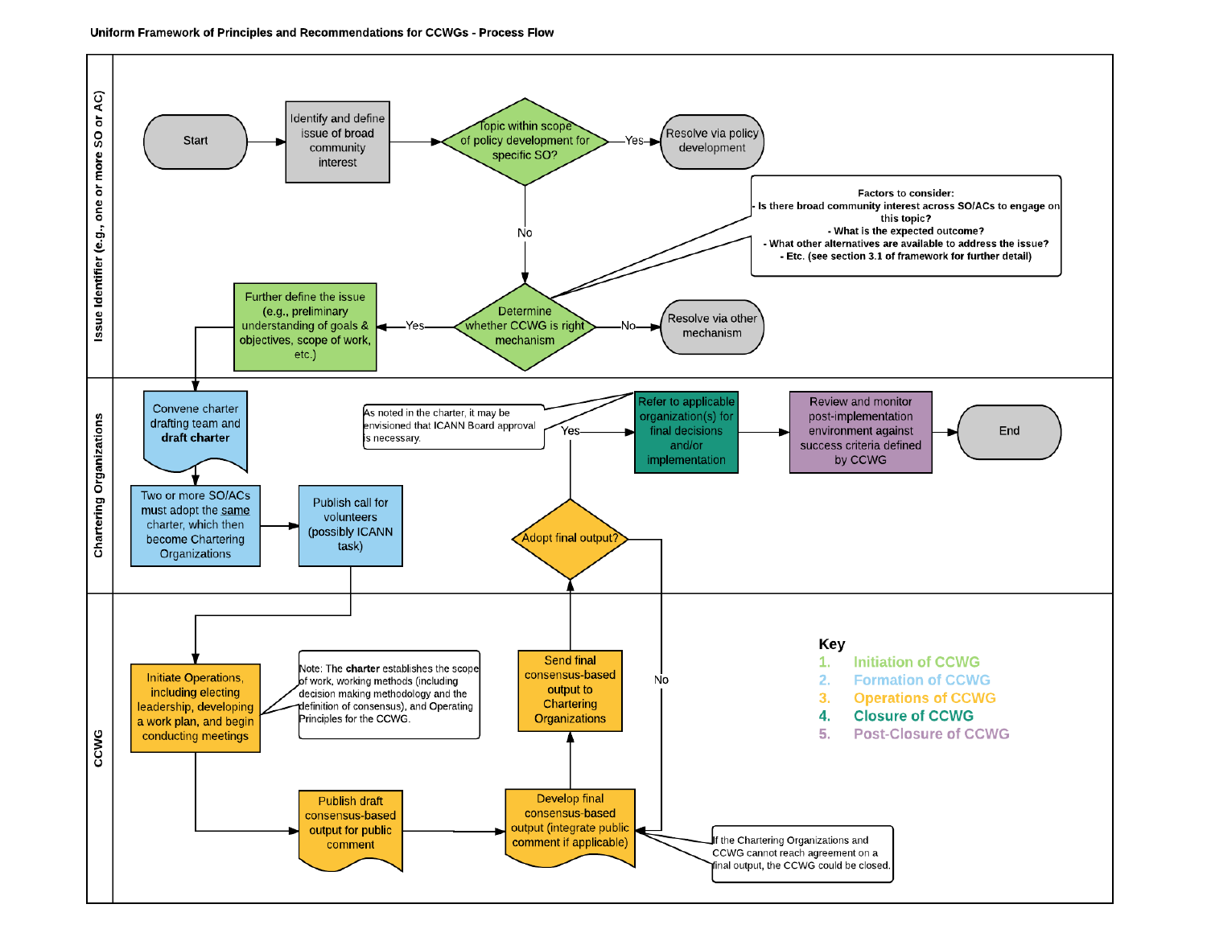# Uniform Framework of Principles and Recommendations for CCWGs - Process Flow

Issue Identifier (e.g., one or more SO or AC)

Start

Identify and define issue of broad community interest

Topic within scope of policy development for specific SO?

Yes

Resolve via policy development

No

Factors to consider:
- Is there broad community interest across SO/ACs to engage on this topic?
- What is the expected outcome?
- What other alternatives are available to address the issue?
- Etc. (see section 3.1 of framework for further detail)

Determine whether CCWG is right mechanism

No

Resolve via other mechanism

Yes

Further define the issue (e.g., preliminary understanding of goals & objectives, scope of work, etc.)

Chartering Organizations

Convene charter drafting team and **draft charter**

Two or more SO/ACs must adopt the same charter, which then become Chartering Organizations

Publish call for volunteers (possibly ICANN task)

As noted in the charter, it may be envisioned that ICANN Board approval is necessary.

Yes

Refer to applicable organization(s) for final decisions and/or implementation

Review and monitor post-implementation environment against success criteria defined by CCWG

End

Adopt final output?

No

CCWG

Initiate Operations, including electing leadership, developing a work plan, and begin conducting meetings

Note: The **charter** establishes the scope of work, working methods (including decision making methodology and the definition of consensus), and Operating Principles for the CCWG.

Send final consensus-based output to Chartering Organizations

Publish draft consensus-based output for public comment

Develop final consensus-based output (integrate public comment if applicable)

If the Chartering Organizations and CCWG cannot reach agreement on a final output, the CCWG could be closed.

**Key**

1. Initiation of CCWG
2. Formation of CCWG
3. Operations of CCWG
4. Closure of CCWG
5. Post-Closure of CCWG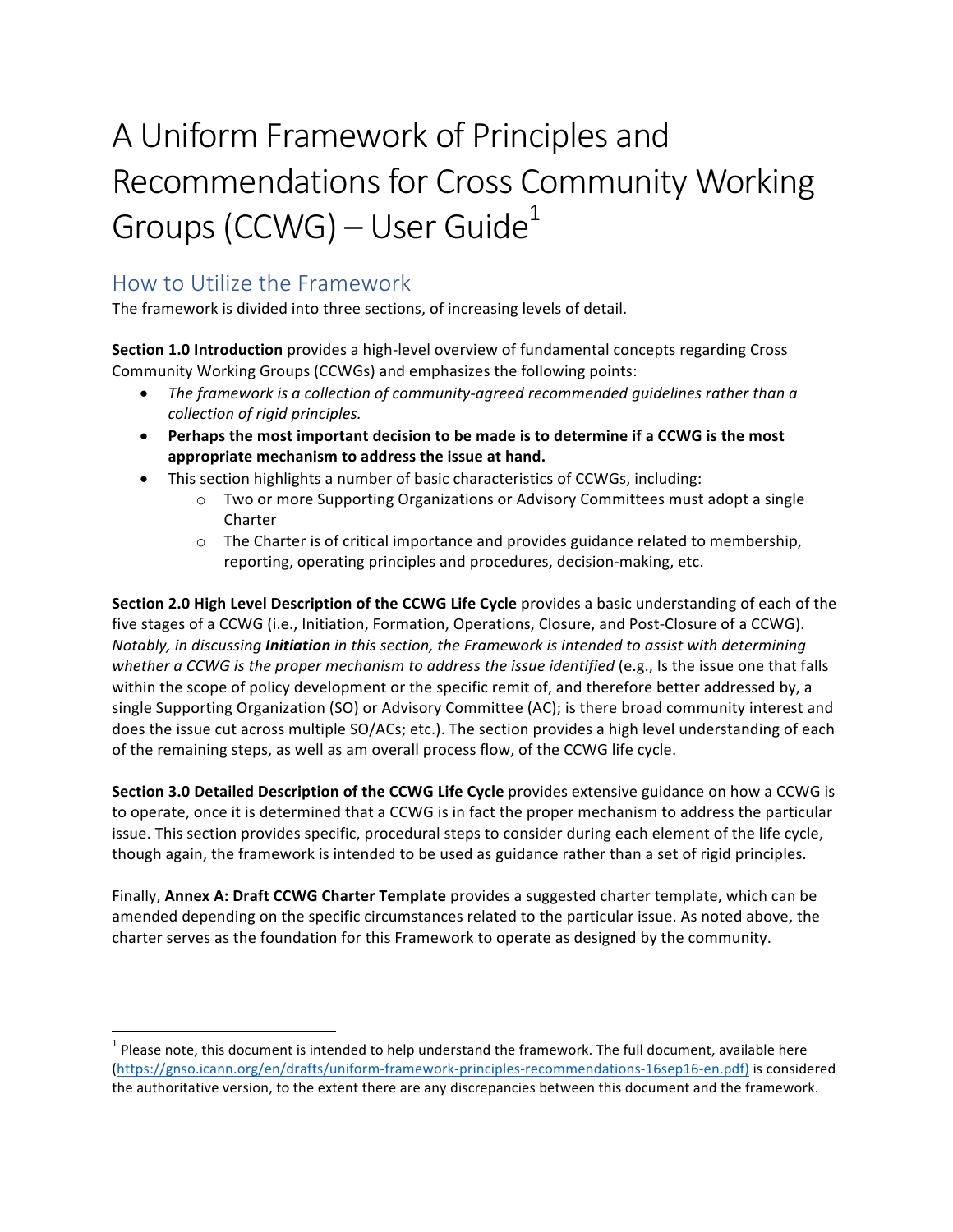# A Uniform Framework of Principles and Recommendations for Cross Community Working Groups (CCWG) – User Guide[1]

## How to Utilize the Framework

The framework is divided into three sections, of increasing levels of detail.

**Section 1.0 Introduction** provides a high-level overview of fundamental concepts regarding Cross Community Working Groups (CCWGs) and emphasizes the following points:

- *The framework is a collection of community-agreed recommended guidelines rather than a collection of rigid principles.*
- **Perhaps the most important decision to be made is to determine if a CCWG is the most appropriate mechanism to address the issue at hand.**
- This section highlights a number of basic characteristics of CCWGs, including:
  - Two or more Supporting Organizations or Advisory Committees must adopt a single Charter
  - The Charter is of critical importance and provides guidance related to membership, reporting, operating principles and procedures, decision-making, etc.

**Section 2.0 High Level Description of the CCWG Life Cycle** provides a basic understanding of each of the five stages of a CCWG (i.e., Initiation, Formation, Operations, Closure, and Post-Closure of a CCWG). *Notably, in discussing **Initiation** in this section, the Framework is intended to assist with determining whether a CCWG is the proper mechanism to address the issue identified* (e.g., Is the issue one that falls within the scope of policy development or the specific remit of, and therefore better addressed by, a single Supporting Organization (SO) or Advisory Committee (AC); is there broad community interest and does the issue cut across multiple SO/ACs; etc.). The section provides a high level understanding of each of the remaining steps, as well as am overall process flow, of the CCWG life cycle.

**Section 3.0 Detailed Description of the CCWG Life Cycle** provides extensive guidance on how a CCWG is to operate, once it is determined that a CCWG is in fact the proper mechanism to address the particular issue. This section provides specific, procedural steps to consider during each element of the life cycle, though again, the framework is intended to be used as guidance rather than a set of rigid principles.

Finally, **Annex A: Draft CCWG Charter Template** provides a suggested charter template, which can be amended depending on the specific circumstances related to the particular issue. As noted above, the charter serves as the foundation for this Framework to operate as designed by the community.

---

[1] Please note, this document is intended to help understand the framework. The full document, available here (https://gnso.icann.org/en/drafts/uniform-framework-principles-recommendations-16sep16-en.pdf) is considered the authoritative version, to the extent there are any discrepancies between this document and the framework.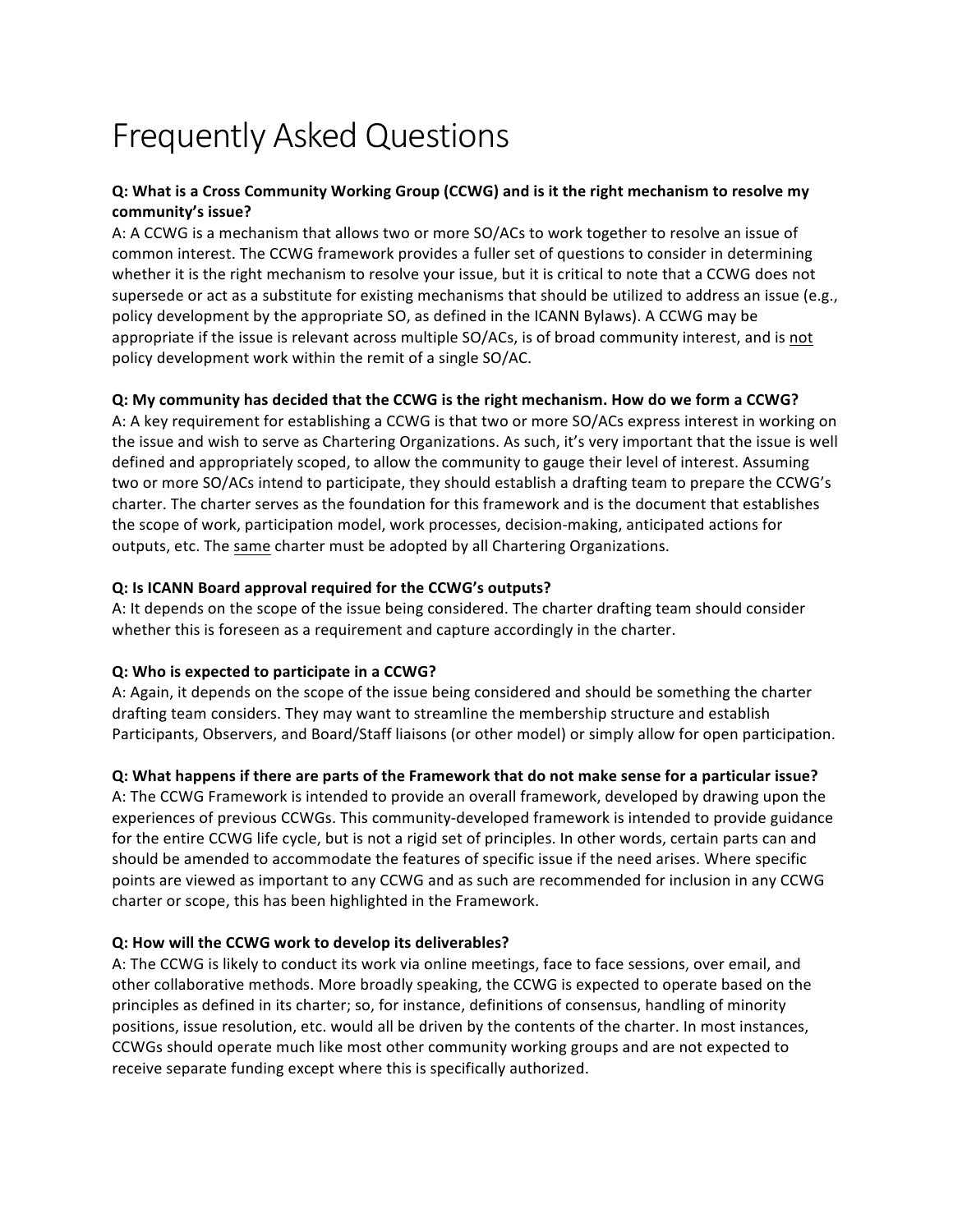# Frequently Asked Questions

**Q: What is a Cross Community Working Group (CCWG) and is it the right mechanism to resolve my community's issue?**
A: A CCWG is a mechanism that allows two or more SO/ACs to work together to resolve an issue of common interest. The CCWG framework provides a fuller set of questions to consider in determining whether it is the right mechanism to resolve your issue, but it is critical to note that a CCWG does not supersede or act as a substitute for existing mechanisms that should be utilized to address an issue (e.g., policy development by the appropriate SO, as defined in the ICANN Bylaws). A CCWG may be appropriate if the issue is relevant across multiple SO/ACs, is of broad community interest, and is <u>not</u> policy development work within the remit of a single SO/AC.

**Q: My community has decided that the CCWG is the right mechanism. How do we form a CCWG?**
A: A key requirement for establishing a CCWG is that two or more SO/ACs express interest in working on the issue and wish to serve as Chartering Organizations. As such, it's very important that the issue is well defined and appropriately scoped, to allow the community to gauge their level of interest. Assuming two or more SO/ACs intend to participate, they should establish a drafting team to prepare the CCWG's charter. The charter serves as the foundation for this framework and is the document that establishes the scope of work, participation model, work processes, decision-making, anticipated actions for outputs, etc. The <u>same</u> charter must be adopted by all Chartering Organizations.

**Q: Is ICANN Board approval required for the CCWG's outputs?**
A: It depends on the scope of the issue being considered. The charter drafting team should consider whether this is foreseen as a requirement and capture accordingly in the charter.

**Q: Who is expected to participate in a CCWG?**
A: Again, it depends on the scope of the issue being considered and should be something the charter drafting team considers. They may want to streamline the membership structure and establish Participants, Observers, and Board/Staff liaisons (or other model) or simply allow for open participation.

**Q: What happens if there are parts of the Framework that do not make sense for a particular issue?**
A: The CCWG Framework is intended to provide an overall framework, developed by drawing upon the experiences of previous CCWGs. This community-developed framework is intended to provide guidance for the entire CCWG life cycle, but is not a rigid set of principles. In other words, certain parts can and should be amended to accommodate the features of specific issue if the need arises. Where specific points are viewed as important to any CCWG and as such are recommended for inclusion in any CCWG charter or scope, this has been highlighted in the Framework.

**Q: How will the CCWG work to develop its deliverables?**
A: The CCWG is likely to conduct its work via online meetings, face to face sessions, over email, and other collaborative methods. More broadly speaking, the CCWG is expected to operate based on the principles as defined in its charter; so, for instance, definitions of consensus, handling of minority positions, issue resolution, etc. would all be driven by the contents of the charter. In most instances, CCWGs should operate much like most other community working groups and are not expected to receive separate funding except where this is specifically authorized.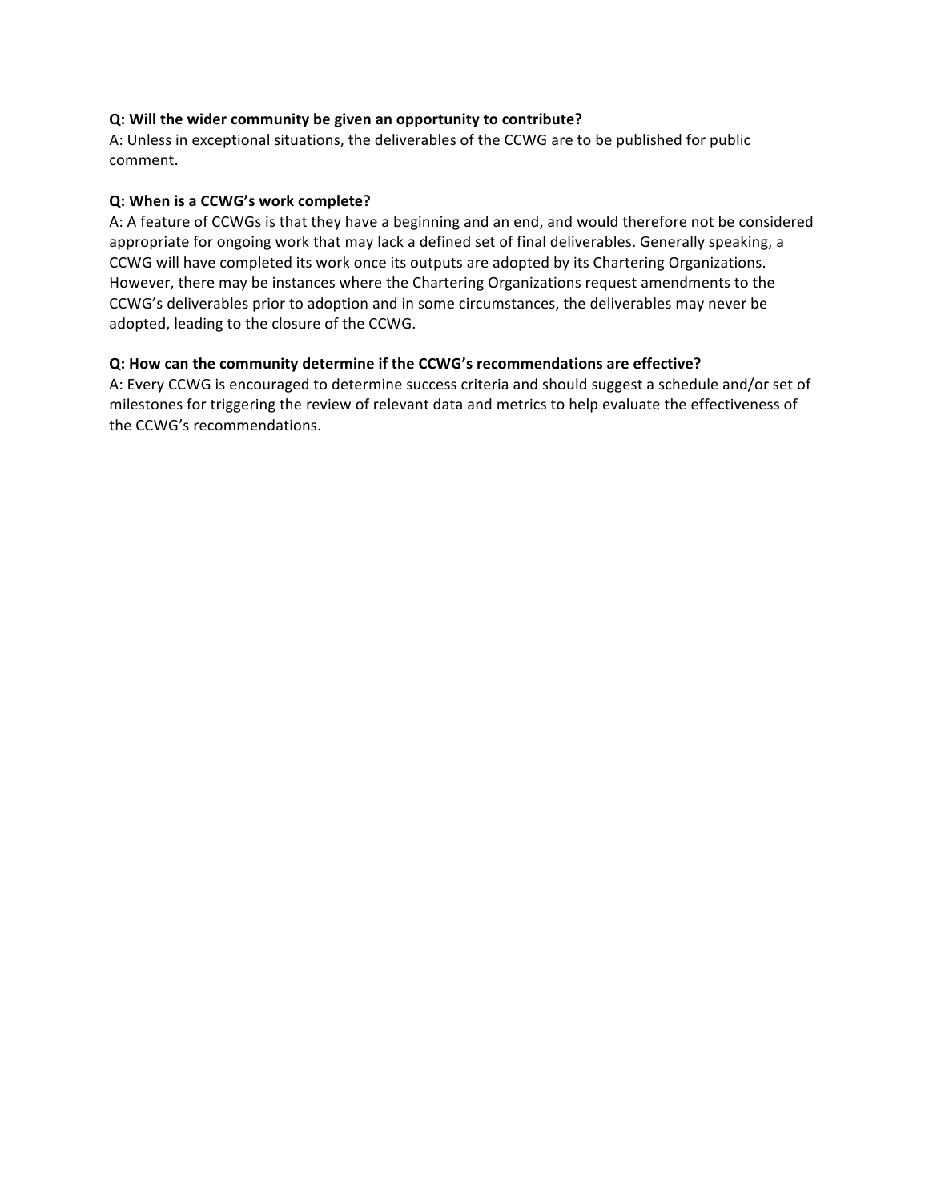**Q: Will the wider community be given an opportunity to contribute?**
A: Unless in exceptional situations, the deliverables of the CCWG are to be published for public comment.

**Q: When is a CCWG's work complete?**
A: A feature of CCWGs is that they have a beginning and an end, and would therefore not be considered appropriate for ongoing work that may lack a defined set of final deliverables. Generally speaking, a CCWG will have completed its work once its outputs are adopted by its Chartering Organizations. However, there may be instances where the Chartering Organizations request amendments to the CCWG's deliverables prior to adoption and in some circumstances, the deliverables may never be adopted, leading to the closure of the CCWG.

**Q: How can the community determine if the CCWG's recommendations are effective?**
A: Every CCWG is encouraged to determine success criteria and should suggest a schedule and/or set of milestones for triggering the review of relevant data and metrics to help evaluate the effectiveness of the CCWG's recommendations.